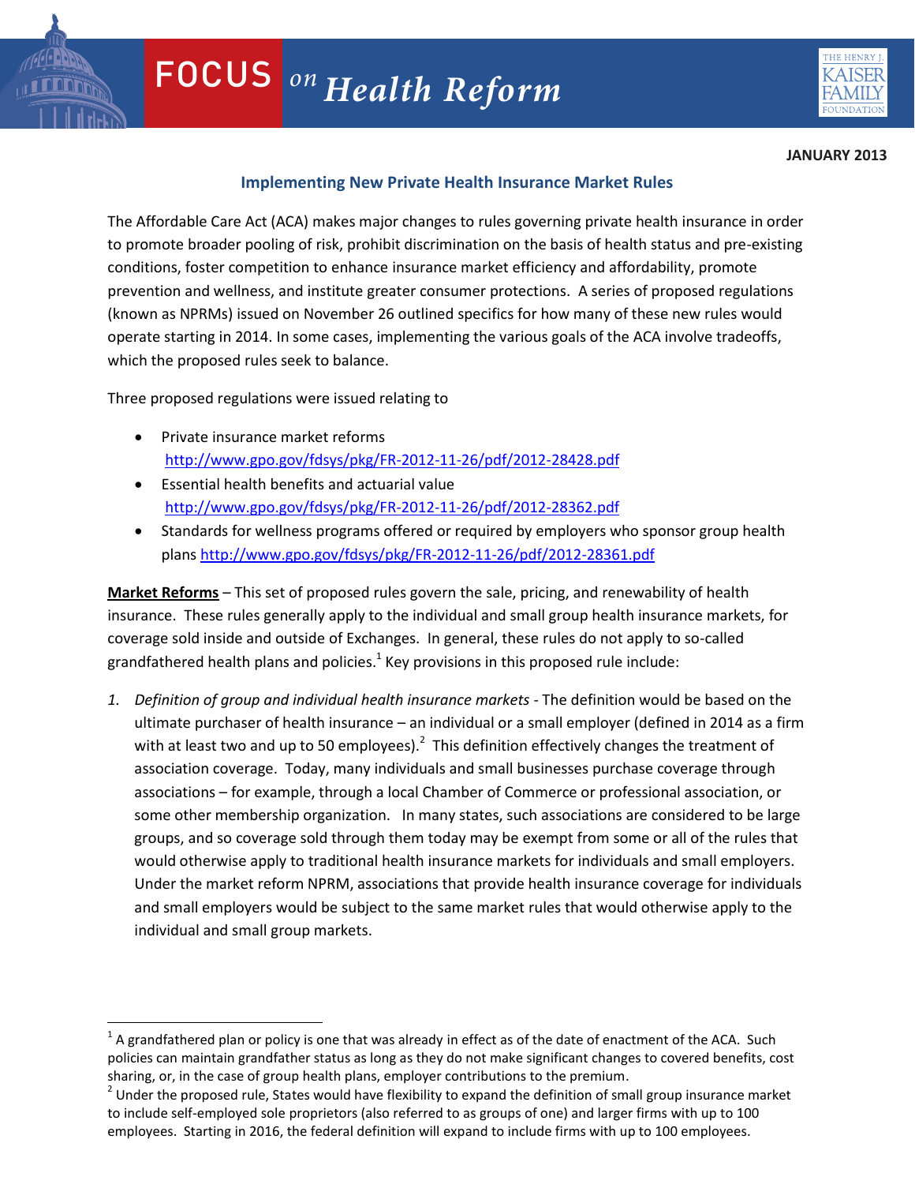# FOCUS on Health Reform

**JANUARY 2013**

## Implementing New Private Health Insurance Market Rules

The Affordable Care Act (ACA) makes major changes to rules governing private health insurance in order to promote broader pooling of risk, prohibit discrimination on the basis of health status and pre-existing conditions, foster competition to enhance insurance market efficiency and affordability, promote prevention and wellness, and institute greater consumer protections. A series of proposed regulations (known as NPRMs) issued on November 26 outlined specifics for how many of these new rules would operate starting in 2014. In some cases, implementing the various goals of the ACA involve tradeoffs, which the proposed rules seek to balance.

Three proposed regulations were issued relating to

- Private insurance market reforms http://www.gpo.gov/fdsys/pkg/FR-2012-11-26/pdf/2012-28428.pdf
- Essential health benefits and actuarial value http://www.gpo.gov/fdsys/pkg/FR-2012-11-26/pdf/2012-28362.pdf
- Standards for wellness programs offered or required by employers who sponsor group health plans http://www.gpo.gov/fdsys/pkg/FR-2012-11-26/pdf/2012-28361.pdf

**Market Reforms** – This set of proposed rules govern the sale, pricing, and renewability of health insurance. These rules generally apply to the individual and small group health insurance markets, for coverage sold inside and outside of Exchanges. In general, these rules do not apply to so-called grandfathered health plans and policies.[1] Key provisions in this proposed rule include:

1. *Definition of group and individual health insurance markets* - The definition would be based on the ultimate purchaser of health insurance – an individual or a small employer (defined in 2014 as a firm with at least two and up to 50 employees).[2] This definition effectively changes the treatment of association coverage. Today, many individuals and small businesses purchase coverage through associations – for example, through a local Chamber of Commerce or professional association, or some other membership organization. In many states, such associations are considered to be large groups, and so coverage sold through them today may be exempt from some or all of the rules that would otherwise apply to traditional health insurance markets for individuals and small employers. Under the market reform NPRM, associations that provide health insurance coverage for individuals and small employers would be subject to the same market rules that would otherwise apply to the individual and small group markets.

---

[1] A grandfathered plan or policy is one that was already in effect as of the date of enactment of the ACA. Such policies can maintain grandfather status as long as they do not make significant changes to covered benefits, cost sharing, or, in the case of group health plans, employer contributions to the premium.

[2] Under the proposed rule, States would have flexibility to expand the definition of small group insurance market to include self-employed sole proprietors (also referred to as groups of one) and larger firms with up to 100 employees. Starting in 2016, the federal definition will expand to include firms with up to 100 employees.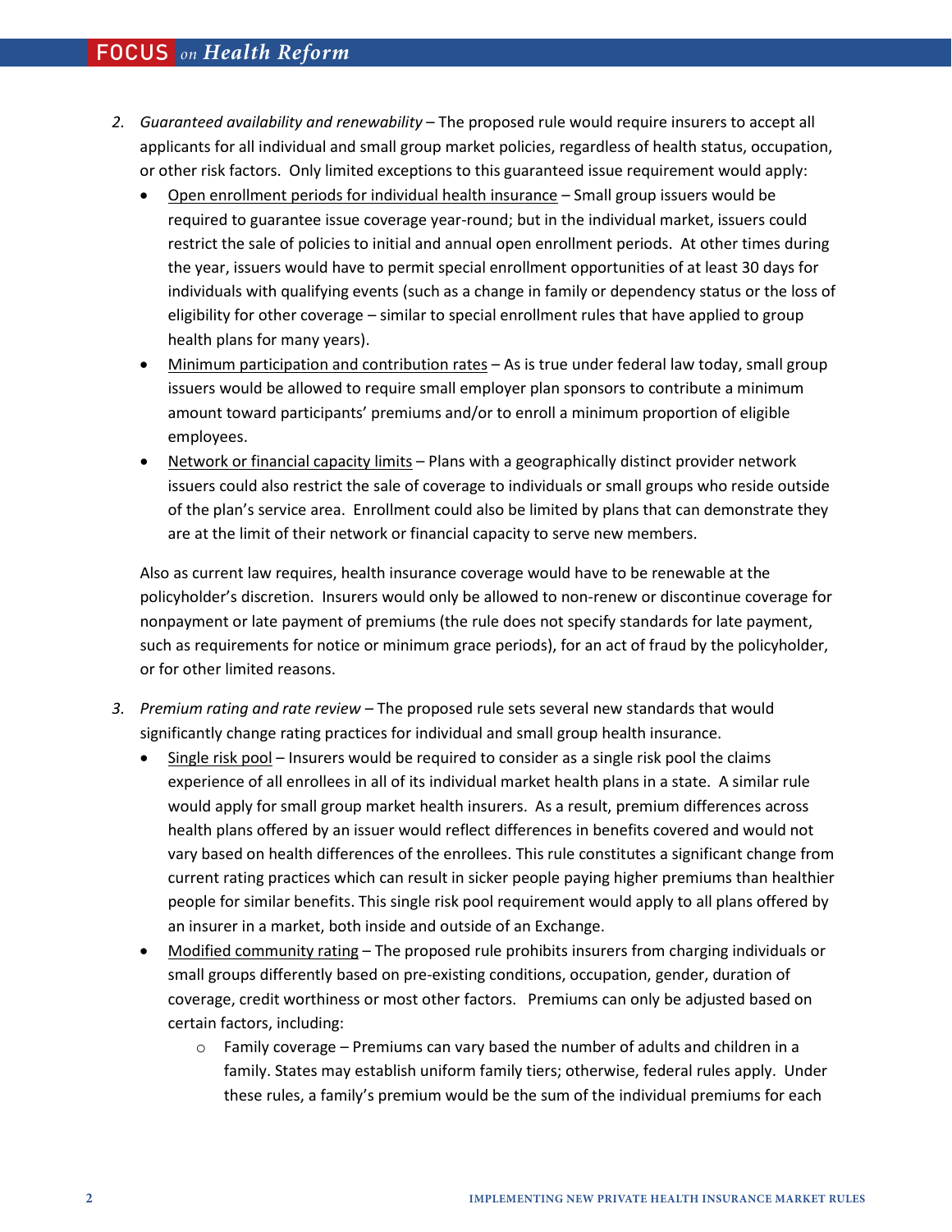2. *Guaranteed availability and renewability* – The proposed rule would require insurers to accept all applicants for all individual and small group market policies, regardless of health status, occupation, or other risk factors. Only limited exceptions to this guaranteed issue requirement would apply:
   - Open enrollment periods for individual health insurance – Small group issuers would be required to guarantee issue coverage year-round; but in the individual market, issuers could restrict the sale of policies to initial and annual open enrollment periods. At other times during the year, issuers would have to permit special enrollment opportunities of at least 30 days for individuals with qualifying events (such as a change in family or dependency status or the loss of eligibility for other coverage – similar to special enrollment rules that have applied to group health plans for many years).
   - Minimum participation and contribution rates – As is true under federal law today, small group issuers would be allowed to require small employer plan sponsors to contribute a minimum amount toward participants' premiums and/or to enroll a minimum proportion of eligible employees.
   - Network or financial capacity limits – Plans with a geographically distinct provider network issuers could also restrict the sale of coverage to individuals or small groups who reside outside of the plan's service area. Enrollment could also be limited by plans that can demonstrate they are at the limit of their network or financial capacity to serve new members.

   Also as current law requires, health insurance coverage would have to be renewable at the policyholder's discretion. Insurers would only be allowed to non-renew or discontinue coverage for nonpayment or late payment of premiums (the rule does not specify standards for late payment, such as requirements for notice or minimum grace periods), for an act of fraud by the policyholder, or for other limited reasons.

3. *Premium rating and rate review* – The proposed rule sets several new standards that would significantly change rating practices for individual and small group health insurance.
   - Single risk pool – Insurers would be required to consider as a single risk pool the claims experience of all enrollees in all of its individual market health plans in a state. A similar rule would apply for small group market health insurers. As a result, premium differences across health plans offered by an issuer would reflect differences in benefits covered and would not vary based on health differences of the enrollees. This rule constitutes a significant change from current rating practices which can result in sicker people paying higher premiums than healthier people for similar benefits. This single risk pool requirement would apply to all plans offered by an insurer in a market, both inside and outside of an Exchange.
   - Modified community rating – The proposed rule prohibits insurers from charging individuals or small groups differently based on pre-existing conditions, occupation, gender, duration of coverage, credit worthiness or most other factors. Premiums can only be adjusted based on certain factors, including:
     - Family coverage – Premiums can vary based the number of adults and children in a family. States may establish uniform family tiers; otherwise, federal rules apply. Under these rules, a family's premium would be the sum of the individual premiums for each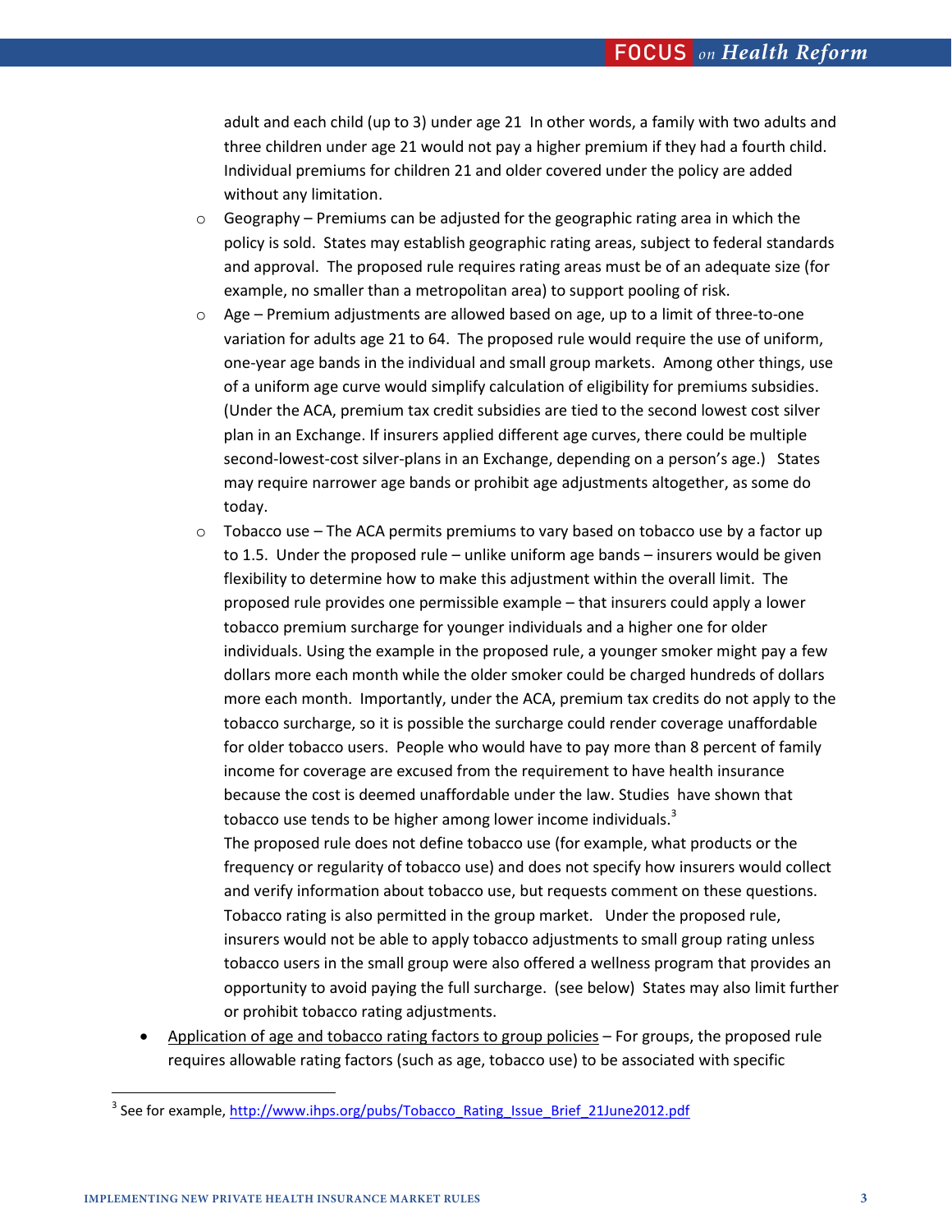adult and each child (up to 3) under age 21 In other words, a family with two adults and three children under age 21 would not pay a higher premium if they had a fourth child. Individual premiums for children 21 and older covered under the policy are added without any limitation.

- Geography – Premiums can be adjusted for the geographic rating area in which the policy is sold. States may establish geographic rating areas, subject to federal standards and approval. The proposed rule requires rating areas must be of an adequate size (for example, no smaller than a metropolitan area) to support pooling of risk.
- Age – Premium adjustments are allowed based on age, up to a limit of three-to-one variation for adults age 21 to 64. The proposed rule would require the use of uniform, one-year age bands in the individual and small group markets. Among other things, use of a uniform age curve would simplify calculation of eligibility for premiums subsidies. (Under the ACA, premium tax credit subsidies are tied to the second lowest cost silver plan in an Exchange. If insurers applied different age curves, there could be multiple second-lowest-cost silver-plans in an Exchange, depending on a person's age.) States may require narrower age bands or prohibit age adjustments altogether, as some do today.
- Tobacco use – The ACA permits premiums to vary based on tobacco use by a factor up to 1.5. Under the proposed rule – unlike uniform age bands – insurers would be given flexibility to determine how to make this adjustment within the overall limit. The proposed rule provides one permissible example – that insurers could apply a lower tobacco premium surcharge for younger individuals and a higher one for older individuals. Using the example in the proposed rule, a younger smoker might pay a few dollars more each month while the older smoker could be charged hundreds of dollars more each month. Importantly, under the ACA, premium tax credits do not apply to the tobacco surcharge, so it is possible the surcharge could render coverage unaffordable for older tobacco users. People who would have to pay more than 8 percent of family income for coverage are excused from the requirement to have health insurance because the cost is deemed unaffordable under the law. Studies have shown that tobacco use tends to be higher among lower income individuals.[3]

  The proposed rule does not define tobacco use (for example, what products or the frequency or regularity of tobacco use) and does not specify how insurers would collect and verify information about tobacco use, but requests comment on these questions. Tobacco rating is also permitted in the group market. Under the proposed rule, insurers would not be able to apply tobacco adjustments to small group rating unless tobacco users in the small group were also offered a wellness program that provides an opportunity to avoid paying the full surcharge. (see below) States may also limit further or prohibit tobacco rating adjustments.

- Application of age and tobacco rating factors to group policies – For groups, the proposed rule requires allowable rating factors (such as age, tobacco use) to be associated with specific

[3] See for example, http://www.ihps.org/pubs/Tobacco_Rating_Issue_Brief_21June2012.pdf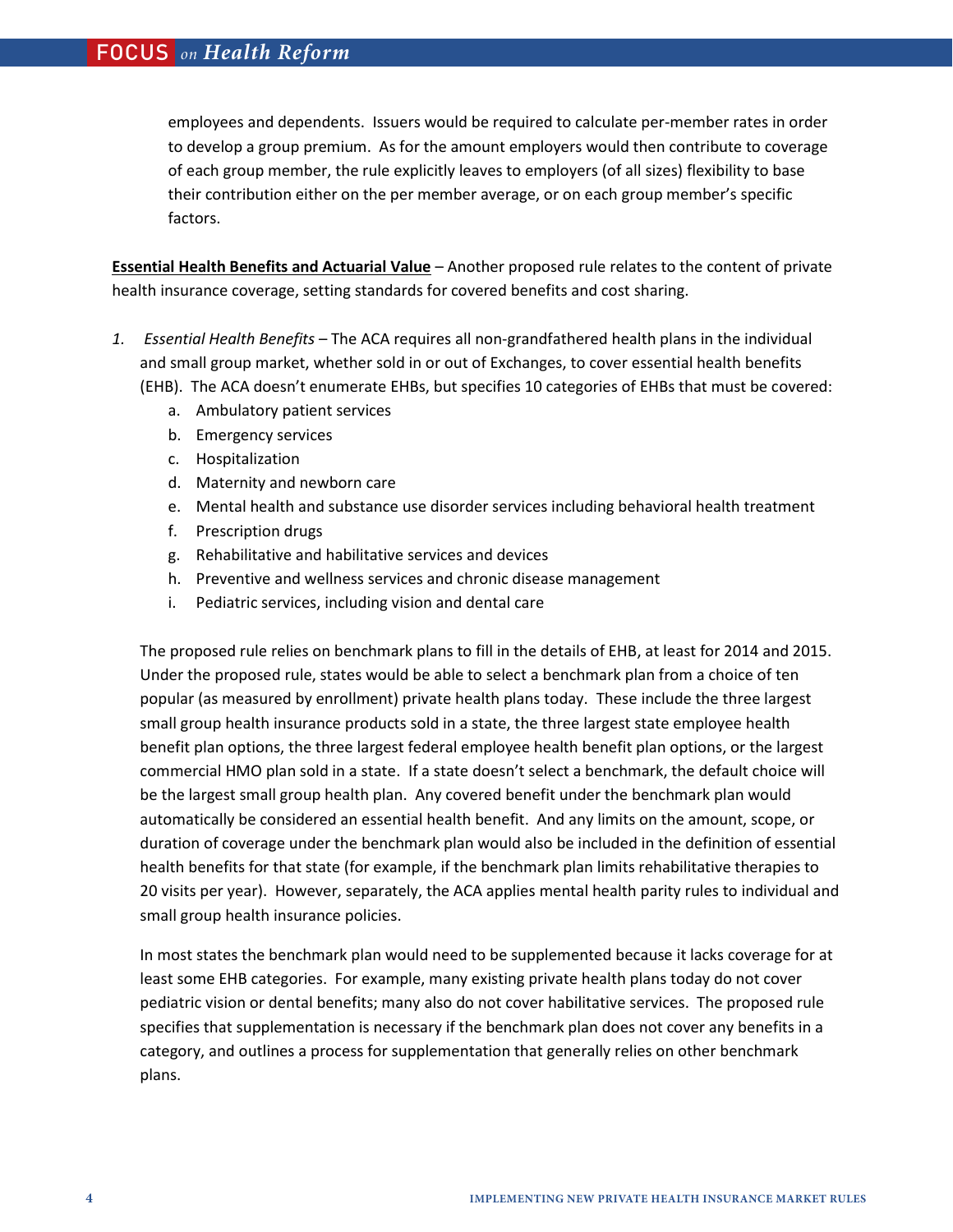employees and dependents. Issuers would be required to calculate per-member rates in order to develop a group premium. As for the amount employers would then contribute to coverage of each group member, the rule explicitly leaves to employers (of all sizes) flexibility to base their contribution either on the per member average, or on each group member's specific factors.

**Essential Health Benefits and Actuarial Value** – Another proposed rule relates to the content of private health insurance coverage, setting standards for covered benefits and cost sharing.

1. *Essential Health Benefits* – The ACA requires all non-grandfathered health plans in the individual and small group market, whether sold in or out of Exchanges, to cover essential health benefits (EHB). The ACA doesn't enumerate EHBs, but specifies 10 categories of EHBs that must be covered:
   a. Ambulatory patient services
   b. Emergency services
   c. Hospitalization
   d. Maternity and newborn care
   e. Mental health and substance use disorder services including behavioral health treatment
   f. Prescription drugs
   g. Rehabilitative and habilitative services and devices
   h. Preventive and wellness services and chronic disease management
   i. Pediatric services, including vision and dental care

   The proposed rule relies on benchmark plans to fill in the details of EHB, at least for 2014 and 2015. Under the proposed rule, states would be able to select a benchmark plan from a choice of ten popular (as measured by enrollment) private health plans today. These include the three largest small group health insurance products sold in a state, the three largest state employee health benefit plan options, the three largest federal employee health benefit plan options, or the largest commercial HMO plan sold in a state. If a state doesn't select a benchmark, the default choice will be the largest small group health plan. Any covered benefit under the benchmark plan would automatically be considered an essential health benefit. And any limits on the amount, scope, or duration of coverage under the benchmark plan would also be included in the definition of essential health benefits for that state (for example, if the benchmark plan limits rehabilitative therapies to 20 visits per year). However, separately, the ACA applies mental health parity rules to individual and small group health insurance policies.

   In most states the benchmark plan would need to be supplemented because it lacks coverage for at least some EHB categories. For example, many existing private health plans today do not cover pediatric vision or dental benefits; many also do not cover habilitative services. The proposed rule specifies that supplementation is necessary if the benchmark plan does not cover any benefits in a category, and outlines a process for supplementation that generally relies on other benchmark plans.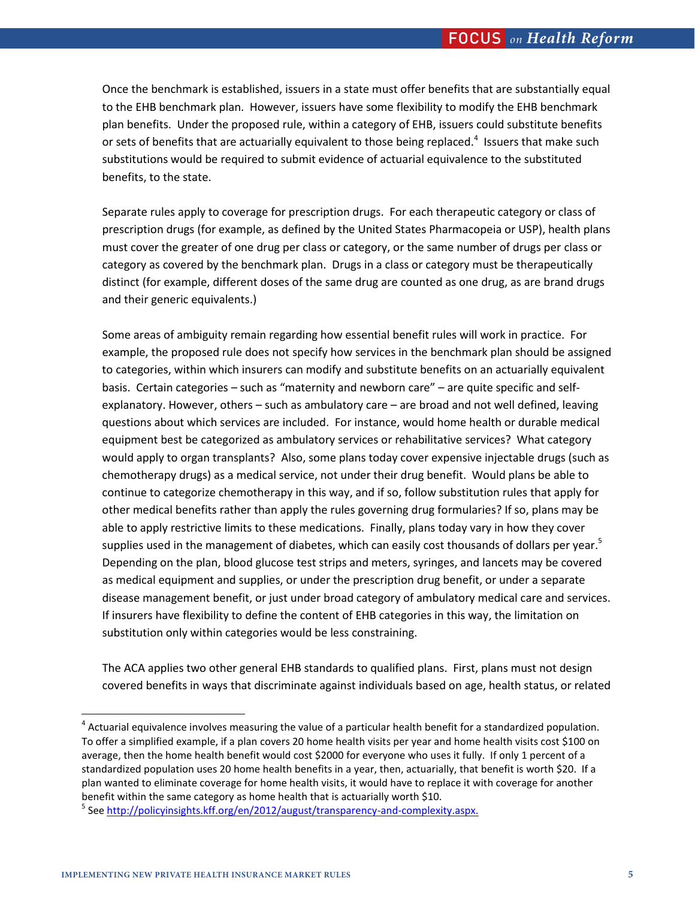Once the benchmark is established, issuers in a state must offer benefits that are substantially equal to the EHB benchmark plan. However, issuers have some flexibility to modify the EHB benchmark plan benefits. Under the proposed rule, within a category of EHB, issuers could substitute benefits or sets of benefits that are actuarially equivalent to those being replaced.[4] Issuers that make such substitutions would be required to submit evidence of actuarial equivalence to the substituted benefits, to the state.

Separate rules apply to coverage for prescription drugs. For each therapeutic category or class of prescription drugs (for example, as defined by the United States Pharmacopeia or USP), health plans must cover the greater of one drug per class or category, or the same number of drugs per class or category as covered by the benchmark plan. Drugs in a class or category must be therapeutically distinct (for example, different doses of the same drug are counted as one drug, as are brand drugs and their generic equivalents.)

Some areas of ambiguity remain regarding how essential benefit rules will work in practice. For example, the proposed rule does not specify how services in the benchmark plan should be assigned to categories, within which insurers can modify and substitute benefits on an actuarially equivalent basis. Certain categories – such as "maternity and newborn care" – are quite specific and self-explanatory. However, others – such as ambulatory care – are broad and not well defined, leaving questions about which services are included. For instance, would home health or durable medical equipment best be categorized as ambulatory services or rehabilitative services? What category would apply to organ transplants? Also, some plans today cover expensive injectable drugs (such as chemotherapy drugs) as a medical service, not under their drug benefit. Would plans be able to continue to categorize chemotherapy in this way, and if so, follow substitution rules that apply for other medical benefits rather than apply the rules governing drug formularies? If so, plans may be able to apply restrictive limits to these medications. Finally, plans today vary in how they cover supplies used in the management of diabetes, which can easily cost thousands of dollars per year.[5] Depending on the plan, blood glucose test strips and meters, syringes, and lancets may be covered as medical equipment and supplies, or under the prescription drug benefit, or under a separate disease management benefit, or just under broad category of ambulatory medical care and services. If insurers have flexibility to define the content of EHB categories in this way, the limitation on substitution only within categories would be less constraining.

The ACA applies two other general EHB standards to qualified plans. First, plans must not design covered benefits in ways that discriminate against individuals based on age, health status, or related

---

[4] Actuarial equivalence involves measuring the value of a particular health benefit for a standardized population. To offer a simplified example, if a plan covers 20 home health visits per year and home health visits cost $100 on average, then the home health benefit would cost $2000 for everyone who uses it fully. If only 1 percent of a standardized population uses 20 home health benefits in a year, then, actuarially, that benefit is worth $20. If a plan wanted to eliminate coverage for home health visits, it would have to replace it with coverage for another benefit within the same category as home health that is actuarially worth $10.

[5] See http://policyinsights.kff.org/en/2012/august/transparency-and-complexity.aspx.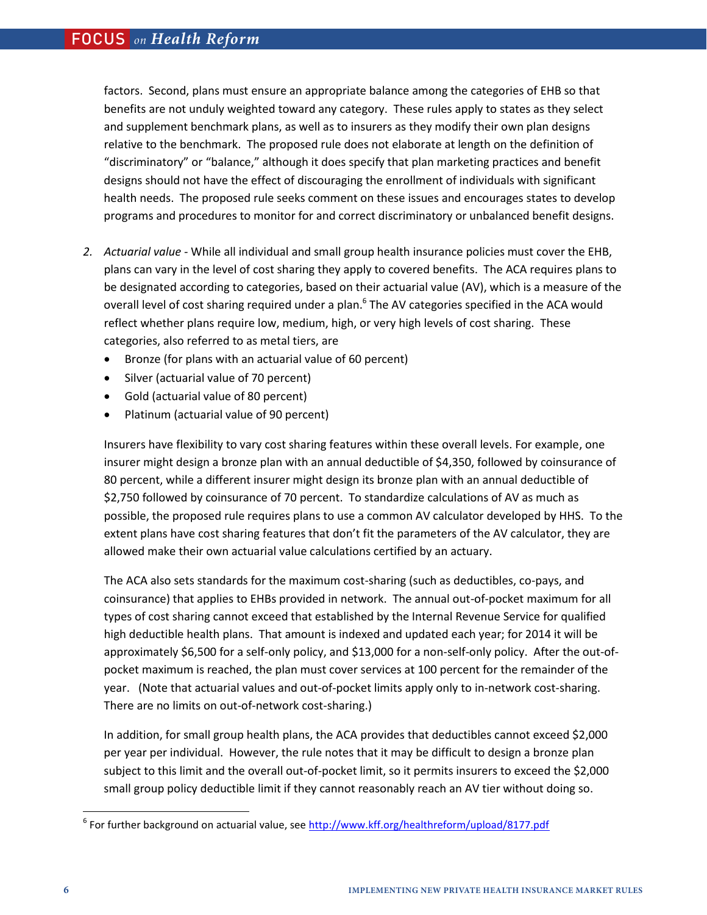factors. Second, plans must ensure an appropriate balance among the categories of EHB so that benefits are not unduly weighted toward any category. These rules apply to states as they select and supplement benchmark plans, as well as to insurers as they modify their own plan designs relative to the benchmark. The proposed rule does not elaborate at length on the definition of "discriminatory" or "balance," although it does specify that plan marketing practices and benefit designs should not have the effect of discouraging the enrollment of individuals with significant health needs. The proposed rule seeks comment on these issues and encourages states to develop programs and procedures to monitor for and correct discriminatory or unbalanced benefit designs.

2. *Actuarial value* - While all individual and small group health insurance policies must cover the EHB, plans can vary in the level of cost sharing they apply to covered benefits. The ACA requires plans to be designated according to categories, based on their actuarial value (AV), which is a measure of the overall level of cost sharing required under a plan.[6] The AV categories specified in the ACA would reflect whether plans require low, medium, high, or very high levels of cost sharing. These categories, also referred to as metal tiers, are
   - Bronze (for plans with an actuarial value of 60 percent)
   - Silver (actuarial value of 70 percent)
   - Gold (actuarial value of 80 percent)
   - Platinum (actuarial value of 90 percent)

   Insurers have flexibility to vary cost sharing features within these overall levels. For example, one insurer might design a bronze plan with an annual deductible of $4,350, followed by coinsurance of 80 percent, while a different insurer might design its bronze plan with an annual deductible of $2,750 followed by coinsurance of 70 percent. To standardize calculations of AV as much as possible, the proposed rule requires plans to use a common AV calculator developed by HHS. To the extent plans have cost sharing features that don't fit the parameters of the AV calculator, they are allowed make their own actuarial value calculations certified by an actuary.

   The ACA also sets standards for the maximum cost-sharing (such as deductibles, co-pays, and coinsurance) that applies to EHBs provided in network. The annual out-of-pocket maximum for all types of cost sharing cannot exceed that established by the Internal Revenue Service for qualified high deductible health plans. That amount is indexed and updated each year; for 2014 it will be approximately $6,500 for a self-only policy, and $13,000 for a non-self-only policy. After the out-of-pocket maximum is reached, the plan must cover services at 100 percent for the remainder of the year. (Note that actuarial values and out-of-pocket limits apply only to in-network cost-sharing. There are no limits on out-of-network cost-sharing.)

   In addition, for small group health plans, the ACA provides that deductibles cannot exceed $2,000 per year per individual. However, the rule notes that it may be difficult to design a bronze plan subject to this limit and the overall out-of-pocket limit, so it permits insurers to exceed the $2,000 small group policy deductible limit if they cannot reasonably reach an AV tier without doing so.

---

[6] For further background on actuarial value, see http://www.kff.org/healthreform/upload/8177.pdf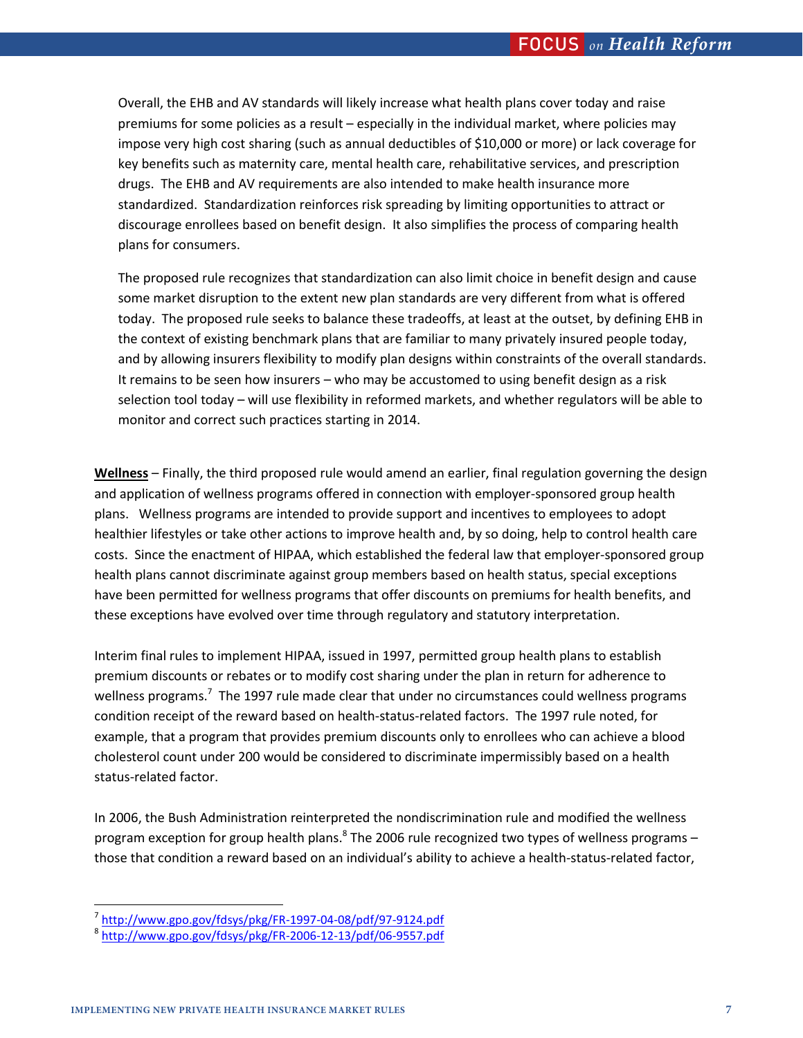Overall, the EHB and AV standards will likely increase what health plans cover today and raise premiums for some policies as a result – especially in the individual market, where policies may impose very high cost sharing (such as annual deductibles of $10,000 or more) or lack coverage for key benefits such as maternity care, mental health care, rehabilitative services, and prescription drugs. The EHB and AV requirements are also intended to make health insurance more standardized. Standardization reinforces risk spreading by limiting opportunities to attract or discourage enrollees based on benefit design. It also simplifies the process of comparing health plans for consumers.

The proposed rule recognizes that standardization can also limit choice in benefit design and cause some market disruption to the extent new plan standards are very different from what is offered today. The proposed rule seeks to balance these tradeoffs, at least at the outset, by defining EHB in the context of existing benchmark plans that are familiar to many privately insured people today, and by allowing insurers flexibility to modify plan designs within constraints of the overall standards. It remains to be seen how insurers – who may be accustomed to using benefit design as a risk selection tool today – will use flexibility in reformed markets, and whether regulators will be able to monitor and correct such practices starting in 2014.

**Wellness** – Finally, the third proposed rule would amend an earlier, final regulation governing the design and application of wellness programs offered in connection with employer-sponsored group health plans. Wellness programs are intended to provide support and incentives to employees to adopt healthier lifestyles or take other actions to improve health and, by so doing, help to control health care costs. Since the enactment of HIPAA, which established the federal law that employer-sponsored group health plans cannot discriminate against group members based on health status, special exceptions have been permitted for wellness programs that offer discounts on premiums for health benefits, and these exceptions have evolved over time through regulatory and statutory interpretation.

Interim final rules to implement HIPAA, issued in 1997, permitted group health plans to establish premium discounts or rebates or to modify cost sharing under the plan in return for adherence to wellness programs.[7] The 1997 rule made clear that under no circumstances could wellness programs condition receipt of the reward based on health-status-related factors. The 1997 rule noted, for example, that a program that provides premium discounts only to enrollees who can achieve a blood cholesterol count under 200 would be considered to discriminate impermissibly based on a health status-related factor.

In 2006, the Bush Administration reinterpreted the nondiscrimination rule and modified the wellness program exception for group health plans.[8] The 2006 rule recognized two types of wellness programs – those that condition a reward based on an individual's ability to achieve a health-status-related factor,

---

[7] http://www.gpo.gov/fdsys/pkg/FR-1997-04-08/pdf/97-9124.pdf

[8] http://www.gpo.gov/fdsys/pkg/FR-2006-12-13/pdf/06-9557.pdf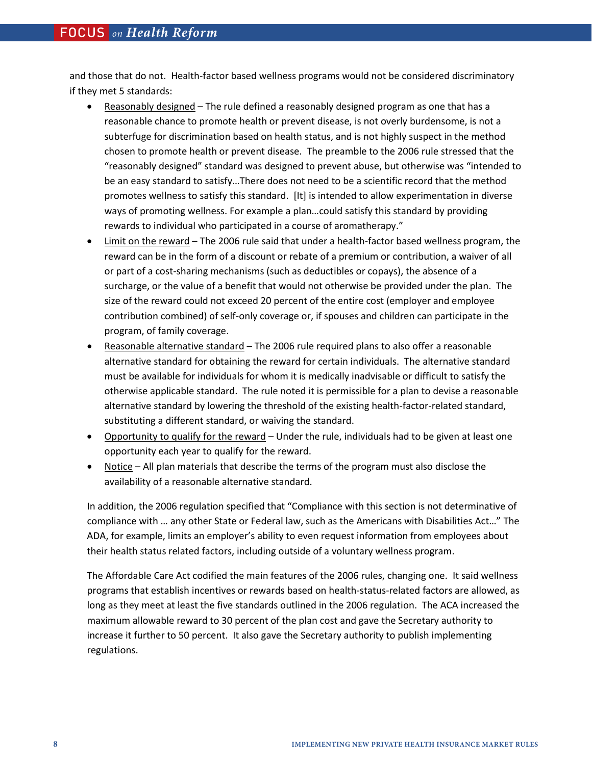and those that do not. Health-factor based wellness programs would not be considered discriminatory if they met 5 standards:

- Reasonably designed – The rule defined a reasonably designed program as one that has a reasonable chance to promote health or prevent disease, is not overly burdensome, is not a subterfuge for discrimination based on health status, and is not highly suspect in the method chosen to promote health or prevent disease. The preamble to the 2006 rule stressed that the "reasonably designed" standard was designed to prevent abuse, but otherwise was "intended to be an easy standard to satisfy…There does not need to be a scientific record that the method promotes wellness to satisfy this standard. [It] is intended to allow experimentation in diverse ways of promoting wellness. For example a plan…could satisfy this standard by providing rewards to individual who participated in a course of aromatherapy."
- Limit on the reward – The 2006 rule said that under a health-factor based wellness program, the reward can be in the form of a discount or rebate of a premium or contribution, a waiver of all or part of a cost-sharing mechanisms (such as deductibles or copays), the absence of a surcharge, or the value of a benefit that would not otherwise be provided under the plan. The size of the reward could not exceed 20 percent of the entire cost (employer and employee contribution combined) of self-only coverage or, if spouses and children can participate in the program, of family coverage.
- Reasonable alternative standard – The 2006 rule required plans to also offer a reasonable alternative standard for obtaining the reward for certain individuals. The alternative standard must be available for individuals for whom it is medically inadvisable or difficult to satisfy the otherwise applicable standard. The rule noted it is permissible for a plan to devise a reasonable alternative standard by lowering the threshold of the existing health-factor-related standard, substituting a different standard, or waiving the standard.
- Opportunity to qualify for the reward – Under the rule, individuals had to be given at least one opportunity each year to qualify for the reward.
- Notice – All plan materials that describe the terms of the program must also disclose the availability of a reasonable alternative standard.

In addition, the 2006 regulation specified that "Compliance with this section is not determinative of compliance with … any other State or Federal law, such as the Americans with Disabilities Act…" The ADA, for example, limits an employer's ability to even request information from employees about their health status related factors, including outside of a voluntary wellness program.

The Affordable Care Act codified the main features of the 2006 rules, changing one. It said wellness programs that establish incentives or rewards based on health-status-related factors are allowed, as long as they meet at least the five standards outlined in the 2006 regulation. The ACA increased the maximum allowable reward to 30 percent of the plan cost and gave the Secretary authority to increase it further to 50 percent. It also gave the Secretary authority to publish implementing regulations.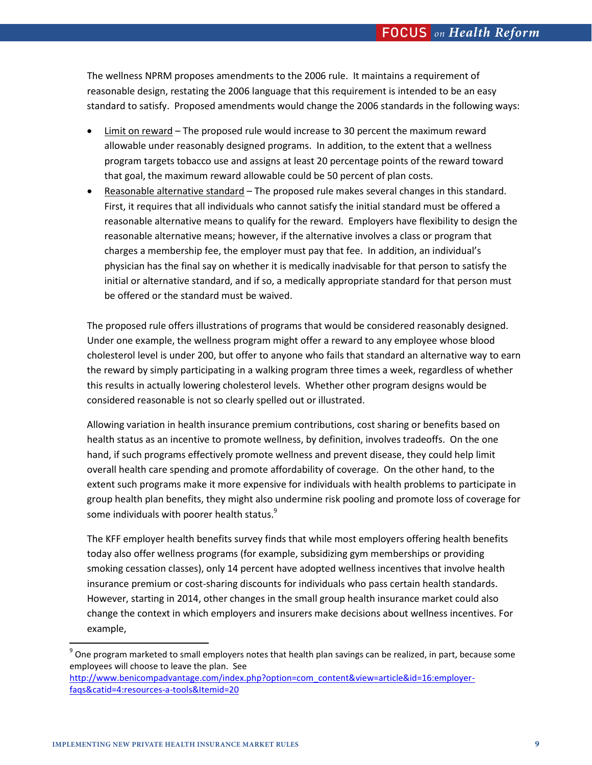The wellness NPRM proposes amendments to the 2006 rule. It maintains a requirement of reasonable design, restating the 2006 language that this requirement is intended to be an easy standard to satisfy. Proposed amendments would change the 2006 standards in the following ways:

- Limit on reward – The proposed rule would increase to 30 percent the maximum reward allowable under reasonably designed programs. In addition, to the extent that a wellness program targets tobacco use and assigns at least 20 percentage points of the reward toward that goal, the maximum reward allowable could be 50 percent of plan costs.
- Reasonable alternative standard – The proposed rule makes several changes in this standard. First, it requires that all individuals who cannot satisfy the initial standard must be offered a reasonable alternative means to qualify for the reward. Employers have flexibility to design the reasonable alternative means; however, if the alternative involves a class or program that charges a membership fee, the employer must pay that fee. In addition, an individual's physician has the final say on whether it is medically inadvisable for that person to satisfy the initial or alternative standard, and if so, a medically appropriate standard for that person must be offered or the standard must be waived.

The proposed rule offers illustrations of programs that would be considered reasonably designed. Under one example, the wellness program might offer a reward to any employee whose blood cholesterol level is under 200, but offer to anyone who fails that standard an alternative way to earn the reward by simply participating in a walking program three times a week, regardless of whether this results in actually lowering cholesterol levels. Whether other program designs would be considered reasonable is not so clearly spelled out or illustrated.

Allowing variation in health insurance premium contributions, cost sharing or benefits based on health status as an incentive to promote wellness, by definition, involves tradeoffs. On the one hand, if such programs effectively promote wellness and prevent disease, they could help limit overall health care spending and promote affordability of coverage. On the other hand, to the extent such programs make it more expensive for individuals with health problems to participate in group health plan benefits, they might also undermine risk pooling and promote loss of coverage for some individuals with poorer health status.[9]

The KFF employer health benefits survey finds that while most employers offering health benefits today also offer wellness programs (for example, subsidizing gym memberships or providing smoking cessation classes), only 14 percent have adopted wellness incentives that involve health insurance premium or cost-sharing discounts for individuals who pass certain health standards. However, starting in 2014, other changes in the small group health insurance market could also change the context in which employers and insurers make decisions about wellness incentives. For example,

[9] One program marketed to small employers notes that health plan savings can be realized, in part, because some employees will choose to leave the plan. See http://www.benicompadvantage.com/index.php?option=com_content&view=article&id=16:employer-faqs&catid=4:resources-a-tools&Itemid=20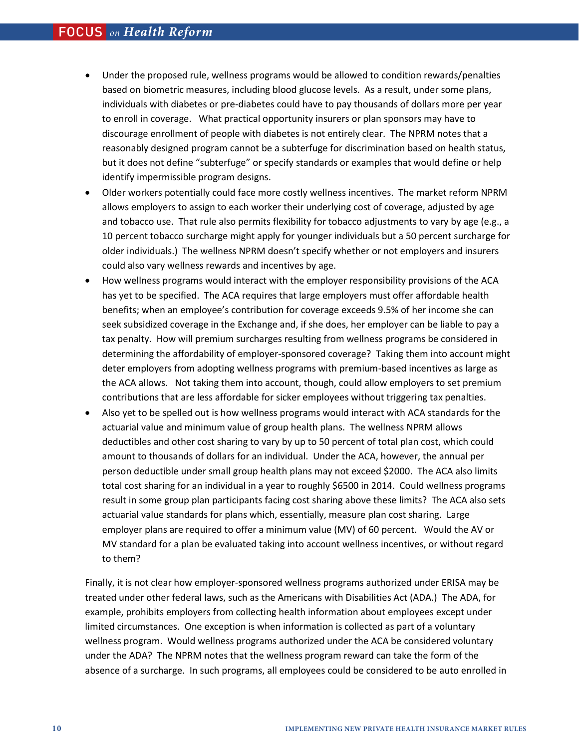- Under the proposed rule, wellness programs would be allowed to condition rewards/penalties based on biometric measures, including blood glucose levels. As a result, under some plans, individuals with diabetes or pre-diabetes could have to pay thousands of dollars more per year to enroll in coverage. What practical opportunity insurers or plan sponsors may have to discourage enrollment of people with diabetes is not entirely clear. The NPRM notes that a reasonably designed program cannot be a subterfuge for discrimination based on health status, but it does not define "subterfuge" or specify standards or examples that would define or help identify impermissible program designs.
- Older workers potentially could face more costly wellness incentives. The market reform NPRM allows employers to assign to each worker their underlying cost of coverage, adjusted by age and tobacco use. That rule also permits flexibility for tobacco adjustments to vary by age (e.g., a 10 percent tobacco surcharge might apply for younger individuals but a 50 percent surcharge for older individuals.) The wellness NPRM doesn't specify whether or not employers and insurers could also vary wellness rewards and incentives by age.
- How wellness programs would interact with the employer responsibility provisions of the ACA has yet to be specified. The ACA requires that large employers must offer affordable health benefits; when an employee's contribution for coverage exceeds 9.5% of her income she can seek subsidized coverage in the Exchange and, if she does, her employer can be liable to pay a tax penalty. How will premium surcharges resulting from wellness programs be considered in determining the affordability of employer-sponsored coverage? Taking them into account might deter employers from adopting wellness programs with premium-based incentives as large as the ACA allows. Not taking them into account, though, could allow employers to set premium contributions that are less affordable for sicker employees without triggering tax penalties.
- Also yet to be spelled out is how wellness programs would interact with ACA standards for the actuarial value and minimum value of group health plans. The wellness NPRM allows deductibles and other cost sharing to vary by up to 50 percent of total plan cost, which could amount to thousands of dollars for an individual. Under the ACA, however, the annual per person deductible under small group health plans may not exceed $2000. The ACA also limits total cost sharing for an individual in a year to roughly $6500 in 2014. Could wellness programs result in some group plan participants facing cost sharing above these limits? The ACA also sets actuarial value standards for plans which, essentially, measure plan cost sharing. Large employer plans are required to offer a minimum value (MV) of 60 percent. Would the AV or MV standard for a plan be evaluated taking into account wellness incentives, or without regard to them?

Finally, it is not clear how employer-sponsored wellness programs authorized under ERISA may be treated under other federal laws, such as the Americans with Disabilities Act (ADA.) The ADA, for example, prohibits employers from collecting health information about employees except under limited circumstances. One exception is when information is collected as part of a voluntary wellness program. Would wellness programs authorized under the ACA be considered voluntary under the ADA? The NPRM notes that the wellness program reward can take the form of the absence of a surcharge. In such programs, all employees could be considered to be auto enrolled in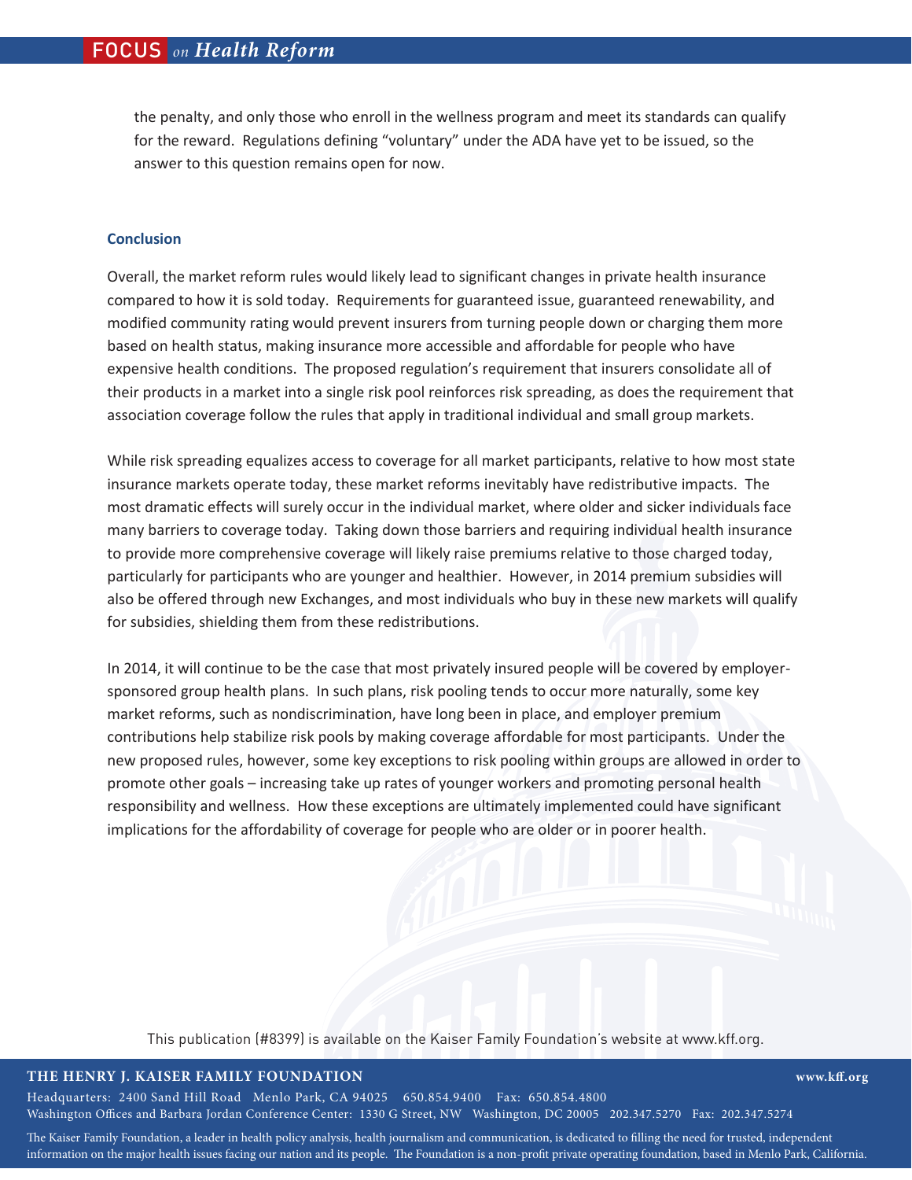the penalty, and only those who enroll in the wellness program and meet its standards can qualify for the reward. Regulations defining "voluntary" under the ADA have yet to be issued, so the answer to this question remains open for now.

## Conclusion

Overall, the market reform rules would likely lead to significant changes in private health insurance compared to how it is sold today. Requirements for guaranteed issue, guaranteed renewability, and modified community rating would prevent insurers from turning people down or charging them more based on health status, making insurance more accessible and affordable for people who have expensive health conditions. The proposed regulation's requirement that insurers consolidate all of their products in a market into a single risk pool reinforces risk spreading, as does the requirement that association coverage follow the rules that apply in traditional individual and small group markets.

While risk spreading equalizes access to coverage for all market participants, relative to how most state insurance markets operate today, these market reforms inevitably have redistributive impacts. The most dramatic effects will surely occur in the individual market, where older and sicker individuals face many barriers to coverage today. Taking down those barriers and requiring individual health insurance to provide more comprehensive coverage will likely raise premiums relative to those charged today, particularly for participants who are younger and healthier. However, in 2014 premium subsidies will also be offered through new Exchanges, and most individuals who buy in these new markets will qualify for subsidies, shielding them from these redistributions.

In 2014, it will continue to be the case that most privately insured people will be covered by employer-sponsored group health plans. In such plans, risk pooling tends to occur more naturally, some key market reforms, such as nondiscrimination, have long been in place, and employer premium contributions help stabilize risk pools by making coverage affordable for most participants. Under the new proposed rules, however, some key exceptions to risk pooling within groups are allowed in order to promote other goals – increasing take up rates of younger workers and promoting personal health responsibility and wellness. How these exceptions are ultimately implemented could have significant implications for the affordability of coverage for people who are older or in poorer health.

This publication (#8399) is available on the Kaiser Family Foundation's website at www.kff.org.

**THE HENRY J. KAISER FAMILY FOUNDATION** www.kff.org

Headquarters: 2400 Sand Hill Road Menlo Park, CA 94025 650.854.9400 Fax: 650.854.4800
Washington Offices and Barbara Jordan Conference Center: 1330 G Street, NW Washington, DC 20005 202.347.5270 Fax: 202.347.5274

The Kaiser Family Foundation, a leader in health policy analysis, health journalism and communication, is dedicated to filling the need for trusted, independent information on the major health issues facing our nation and its people. The Foundation is a non-profit private operating foundation, based in Menlo Park, California.